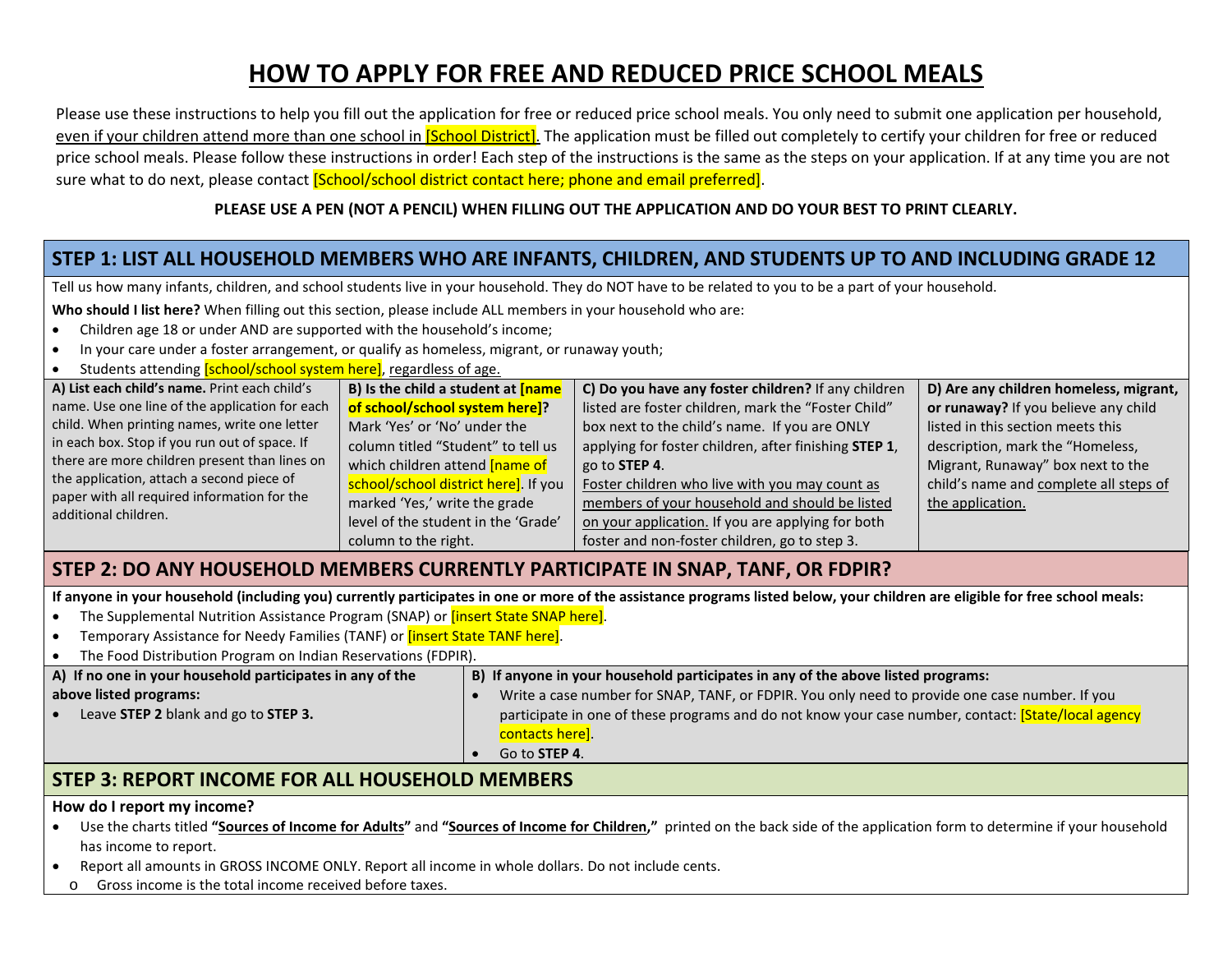# HOW TO APPLY FOR FREE AND REDUCED PRICE SCHOOL MEALS

Please use these instructions to help you fill out the application for free or reduced price school meals. You only need to submit one application per household, even if your children attend more than one school in [School District]. The application must be filled out completely to certify your children for free or reduced price school meals. Please follow these instructions in order! Each step of the instructions is the same as the steps on your application. If at any time you are not sure what to do next, please contact [School/school district contact here; phone and email preferred].

**PLEASE USE A PEN (NOT A PENCIL) WHEN FILLING OUT THE APPLICATION AND DO YOUR BEST TO PRINT CLEARLY.**

## STEP 1: LIST ALL HOUSEHOLD MEMBERS WHO ARE INFANTS, CHILDREN, AND STUDENTS UP TO AND INCLUDING GRADE 12

Tell us how many infants, children, and school students live in your household. They do NOT have to be related to you to be a part of your household.

**Who should I list here?** When filling out this section, please include ALL members in your household who are:

- Children age 18 or under AND are supported with the household's income;
- In your care under a foster arrangement, or qualify as homeless, migrant, or runaway youth;
- Students attending [school/school system here], regardless of age.

| **A) List each child's name.** Print each child's name. Use one line of the application for each child. When printing names, write one letter in each box. Stop if you run out of space. If there are more children present than lines on the application, attach a second piece of paper with all required information for the additional children. | **B) Is the child a student at [name of school/school system here]?** Mark 'Yes' or 'No' under the column titled "Student" to tell us which children attend [name of school/school district here]. If you marked 'Yes,' write the grade level of the student in the 'Grade' column to the right. | **C) Do you have any foster children?** If any children listed are foster children, mark the "Foster Child" box next to the child's name. If you are ONLY applying for foster children, after finishing **STEP 1**, go to **STEP 4**. Foster children who live with you may count as members of your household and should be listed on your application. If you are applying for both foster and non-foster children, go to step 3. | **D) Are any children homeless, migrant, or runaway?** If you believe any child listed in this section meets this description, mark the "Homeless, Migrant, Runaway" box next to the child's name and complete all steps of the application. |
|---|---|---|---|

## STEP 2: DO ANY HOUSEHOLD MEMBERS CURRENTLY PARTICIPATE IN SNAP, TANF, OR FDPIR?

**If anyone in your household (including you) currently participates in one or more of the assistance programs listed below, your children are eligible for free school meals:**

- The Supplemental Nutrition Assistance Program (SNAP) or [insert State SNAP here].
- Temporary Assistance for Needy Families (TANF) or [insert State TANF here].
- The Food Distribution Program on Indian Reservations (FDPIR).

| **A) If no one in your household participates in any of the above listed programs:** | **B) If anyone in your household participates in any of the above listed programs:** |
|---|---|
| • Leave **STEP 2** blank and go to **STEP 3.** | • Write a case number for SNAP, TANF, or FDPIR. You only need to provide one case number. If you participate in one of these programs and do not know your case number, contact: [State/local agency contacts here].<br>• Go to **STEP 4**. |

## STEP 3: REPORT INCOME FOR ALL HOUSEHOLD MEMBERS

**How do I report my income?**

- Use the charts titled **"Sources of Income for Adults"** and **"Sources of Income for Children,"** printed on the back side of the application form to determine if your household has income to report.
- Report all amounts in GROSS INCOME ONLY. Report all income in whole dollars. Do not include cents.
  - Gross income is the total income received before taxes.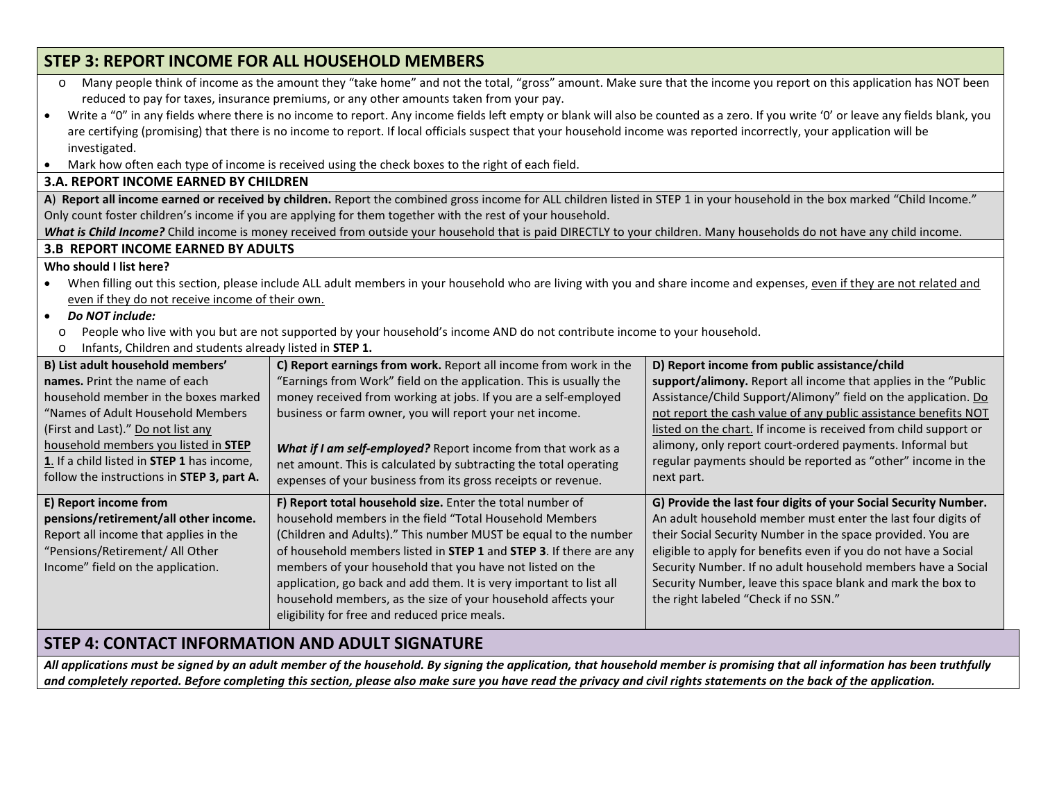## STEP 3: REPORT INCOME FOR ALL HOUSEHOLD MEMBERS

- Many people think of income as the amount they "take home" and not the total, "gross" amount. Make sure that the income you report on this application has NOT been reduced to pay for taxes, insurance premiums, or any other amounts taken from your pay.

- Write a "0" in any fields where there is no income to report. Any income fields left empty or blank will also be counted as a zero. If you write '0' or leave any fields blank, you are certifying (promising) that there is no income to report. If local officials suspect that your household income was reported incorrectly, your application will be investigated.
- Mark how often each type of income is received using the check boxes to the right of each field.

### 3.A. REPORT INCOME EARNED BY CHILDREN

**A) Report all income earned or received by children.** Report the combined gross income for ALL children listed in STEP 1 in your household in the box marked "Child Income." Only count foster children's income if you are applying for them together with the rest of your household.

***What is Child Income?*** Child income is money received from outside your household that is paid DIRECTLY to your children. Many households do not have any child income.

### 3.B REPORT INCOME EARNED BY ADULTS

**Who should I list here?**

- When filling out this section, please include ALL adult members in your household who are living with you and share income and expenses, even if they are not related and even if they do not receive income of their own.
- ***Do NOT include:***
  - People who live with you but are not supported by your household's income AND do not contribute income to your household.
  - Infants, Children and students already listed in **STEP 1.**

| | | |
|---|---|---|
| **B) List adult household members' names.** Print the name of each household member in the boxes marked "Names of Adult Household Members (First and Last)." Do not list any household members you listed in **STEP 1**. If a child listed in **STEP 1** has income, follow the instructions in **STEP 3, part A.** | **C) Report earnings from work.** Report all income from work in the "Earnings from Work" field on the application. This is usually the money received from working at jobs. If you are a self-employed business or farm owner, you will report your net income.<br><br>***What if I am self-employed?*** Report income from that work as a net amount. This is calculated by subtracting the total operating expenses of your business from its gross receipts or revenue. | **D) Report income from public assistance/child support/alimony.** Report all income that applies in the "Public Assistance/Child Support/Alimony" field on the application. Do not report the cash value of any public assistance benefits NOT listed on the chart. If income is received from child support or alimony, only report court-ordered payments. Informal but regular payments should be reported as "other" income in the next part. |
| **E) Report income from pensions/retirement/all other income.** Report all income that applies in the "Pensions/Retirement/ All Other Income" field on the application. | **F) Report total household size.** Enter the total number of household members in the field "Total Household Members (Children and Adults)." This number MUST be equal to the number of household members listed in **STEP 1** and **STEP 3**. If there are any members of your household that you have not listed on the application, go back and add them. It is very important to list all household members, as the size of your household affects your eligibility for free and reduced price meals. | **G) Provide the last four digits of your Social Security Number.** An adult household member must enter the last four digits of their Social Security Number in the space provided. You are eligible to apply for benefits even if you do not have a Social Security Number. If no adult household members have a Social Security Number, leave this space blank and mark the box to the right labeled "Check if no SSN." |

## STEP 4: CONTACT INFORMATION AND ADULT SIGNATURE

***All applications must be signed by an adult member of the household. By signing the application, that household member is promising that all information has been truthfully and completely reported. Before completing this section, please also make sure you have read the privacy and civil rights statements on the back of the application.***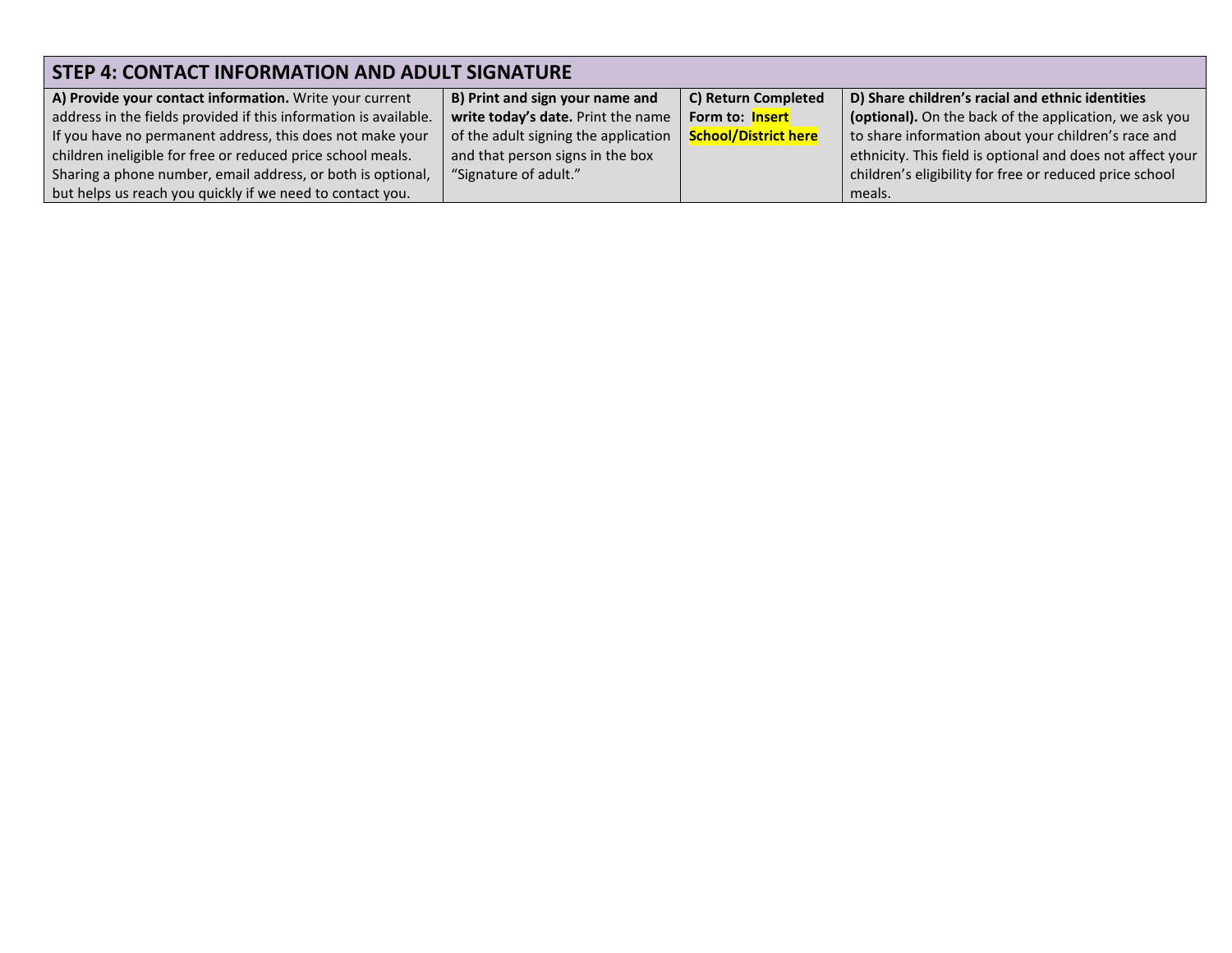| STEP 4: CONTACT INFORMATION AND ADULT SIGNATURE | | | |
|---|---|---|---|
| **A) Provide your contact information.** Write your current address in the fields provided if this information is available. If you have no permanent address, this does not make your children ineligible for free or reduced price school meals. Sharing a phone number, email address, or both is optional, but helps us reach you quickly if we need to contact you. | **B) Print and sign your name and write today's date.** Print the name of the adult signing the application and that person signs in the box "Signature of adult." | **C) Return Completed Form to: Insert School/District here** | **D) Share children's racial and ethnic identities (optional).** On the back of the application, we ask you to share information about your children's race and ethnicity. This field is optional and does not affect your children's eligibility for free or reduced price school meals. |